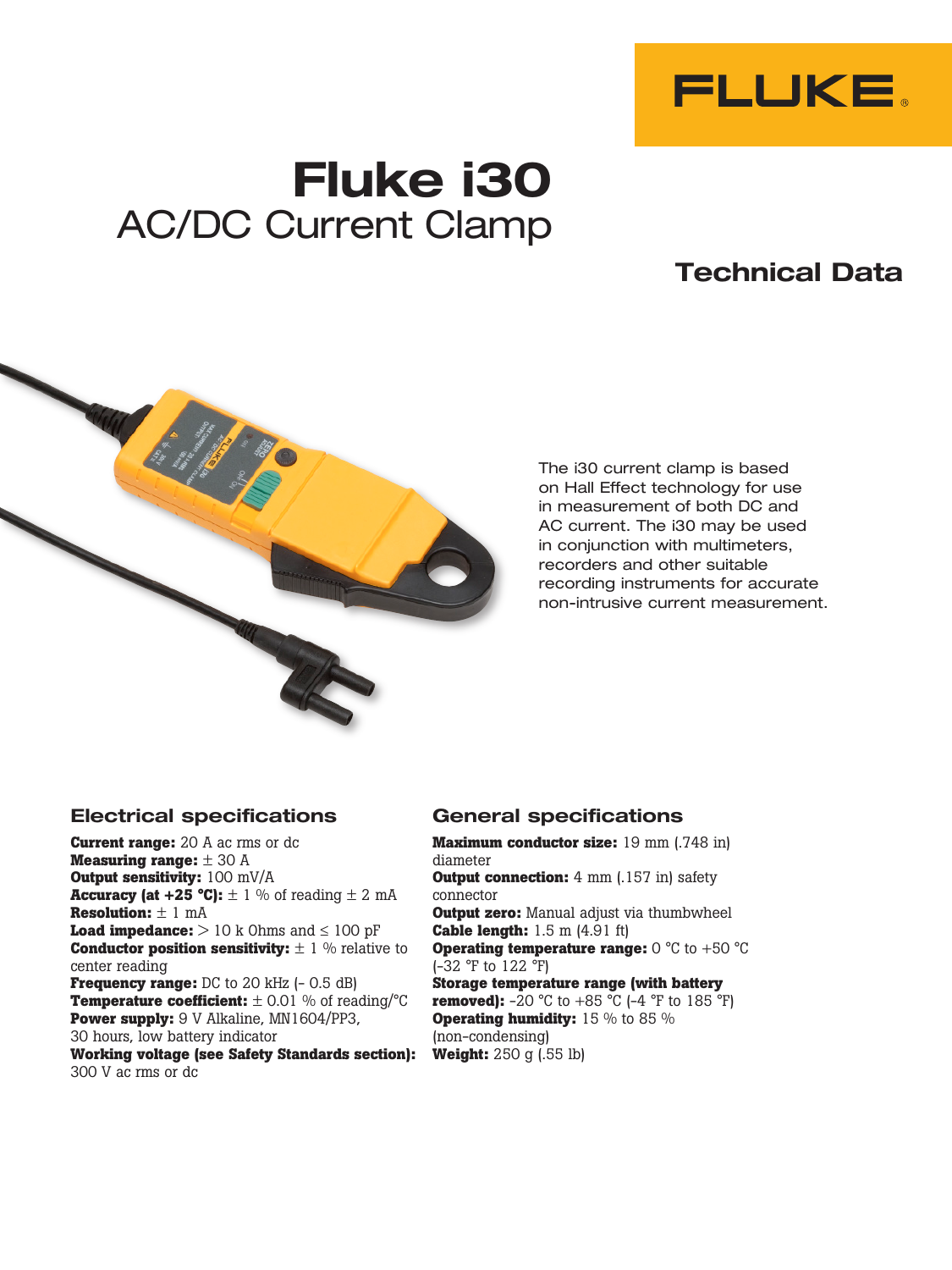FLUKE

# Fluke i30
## AC/DC Current Clamp

### Technical Data

The i30 current clamp is based on Hall Effect technology for use in measurement of both DC and AC current. The i30 may be used in conjunction with multimeters, recorders and other suitable recording instruments for accurate non-intrusive current measurement.

### Electrical specifications

**Current range:** 20 A ac rms or dc
**Measuring range:** ± 30 A
**Output sensitivity:** 100 mV/A
**Accuracy (at +25 °C):** ± 1 % of reading ± 2 mA
**Resolution:** ± 1 mA
**Load impedance:** > 10 k Ohms and ≤ 100 pF
**Conductor position sensitivity:** ± 1 % relative to center reading
**Frequency range:** DC to 20 kHz (- 0.5 dB)
**Temperature coefficient:** ± 0.01 % of reading/°C
**Power supply:** 9 V Alkaline, MN1604/PP3, 30 hours, low battery indicator
**Working voltage (see Safety Standards section):** 300 V ac rms or dc

### General specifications

**Maximum conductor size:** 19 mm (.748 in) diameter
**Output connection:** 4 mm (.157 in) safety connector
**Output zero:** Manual adjust via thumbwheel
**Cable length:** 1.5 m (4.91 ft)
**Operating temperature range:** 0 °C to +50 °C (-32 °F to 122 °F)
**Storage temperature range (with battery removed):** -20 °C to +85 °C (-4 °F to 185 °F)
**Operating humidity:** 15 % to 85 % (non-condensing)
**Weight:** 250 g (.55 lb)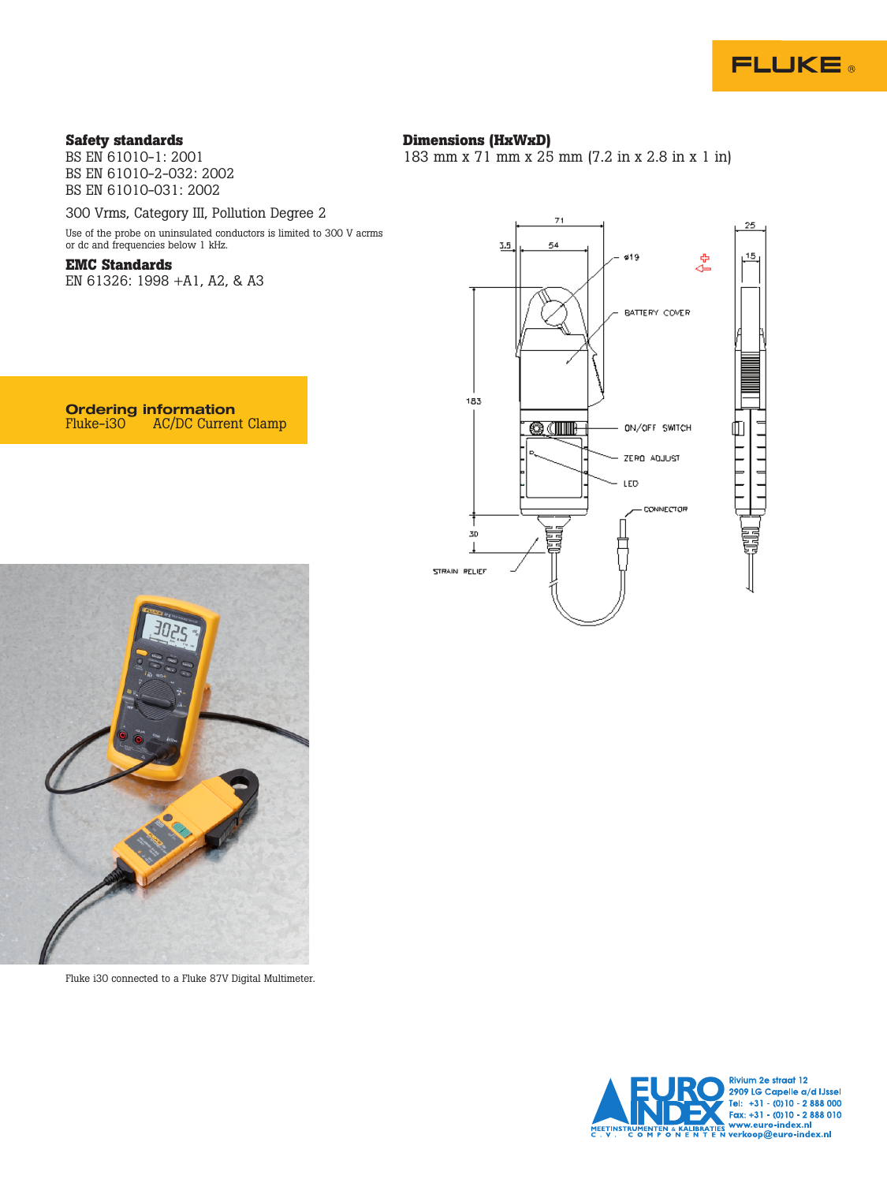### Safety standards

BS EN 61010-1: 2001
BS EN 61010-2-032: 2002
BS EN 61010-031: 2002

300 Vrms, Category III, Pollution Degree 2

Use of the probe on uninsulated conductors is limited to 300 V acrms or dc and frequencies below 1 kHz.

### EMC Standards

EN 61326: 1998 +A1, A2, & A3

### Dimensions (HxWxD)

183 mm x 71 mm x 25 mm (7.2 in x 2.8 in x 1 in)

## Ordering information

Fluke-i30 AC/DC Current Clamp

Fluke i30 connected to a Fluke 87V Digital Multimeter.

Rivium 2e straat 12
2909 LG Capelle a/d IJssel
Tel: +31 - (0)10 - 2 888 000
Fax: +31 - (0)10 - 2 888 010
www.euro-index.nl
verkoop@euro-index.nl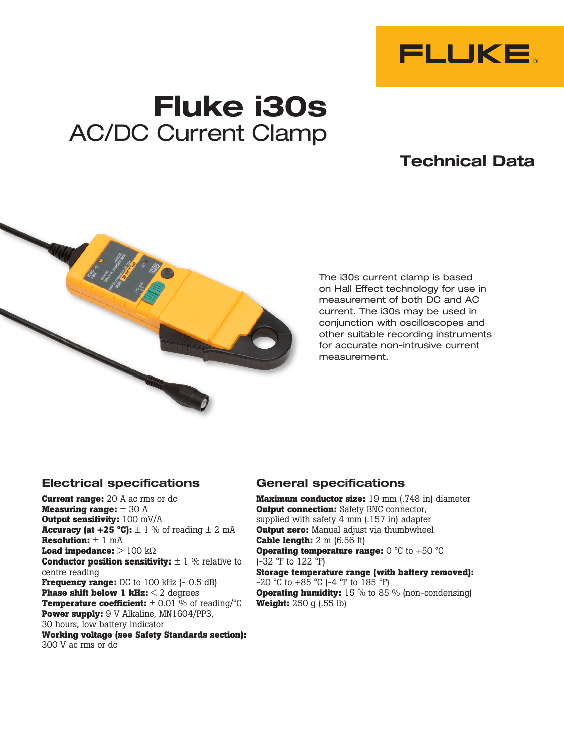FLUKE®

# Fluke i30s

## AC/DC Current Clamp

### Technical Data

The i30s current clamp is based on Hall Effect technology for use in measurement of both DC and AC current. The i30s may be used in conjunction with oscilloscopes and other suitable recording instruments for accurate non-intrusive current measurement.

### Electrical specifications

**Current range:** 20 A ac rms or dc
**Measuring range:** ± 30 A
**Output sensitivity:** 100 mV/A
**Accuracy (at +25 °C):** ± 1 % of reading ± 2 mA
**Resolution:** ± 1 mA
**Load impedance:** > 100 kΩ
**Conductor position sensitivity:** ± 1 % relative to centre reading
**Frequency range:** DC to 100 kHz (- 0.5 dB)
**Phase shift below 1 kHz:** < 2 degrees
**Temperature coefficient:** ± 0.01 % of reading/°C
**Power supply:** 9 V Alkaline, MN1604/PP3, 30 hours, low battery indicator
**Working voltage (see Safety Standards section):** 300 V ac rms or dc

### General specifications

**Maximum conductor size:** 19 mm (.748 in) diameter
**Output connection:** Safety BNC connector, supplied with safety 4 mm (.157 in) adapter
**Output zero:** Manual adjust via thumbwheel
**Cable length:** 2 m (6.56 ft)
**Operating temperature range:** 0 °C to +50 °C (-32 °F to 122 °F)
**Storage temperature range (with battery removed):** -20 °C to +85 °C (-4 °F to 185 °F)
**Operating humidity:** 15 % to 85 % (non-condensing)
**Weight:** 250 g (.55 lb)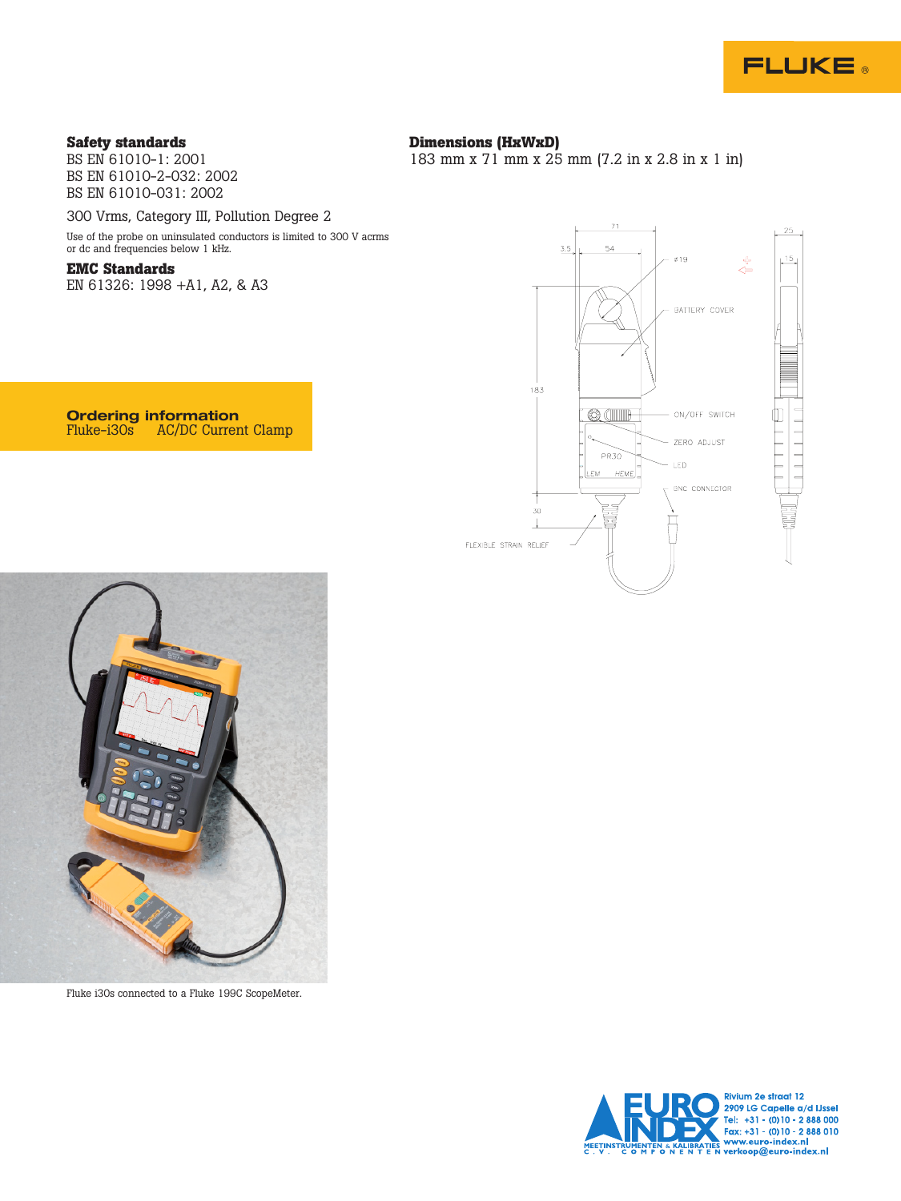### Safety standards

BS EN 61010-1: 2001
BS EN 61010-2-032: 2002
BS EN 61010-031: 2002

300 Vrms, Category III, Pollution Degree 2

Use of the probe on uninsulated conductors is limited to 300 V acrms or dc and frequencies below 1 kHz.

### EMC Standards

EN 61326: 1998 +A1, A2, & A3

### Dimensions (HxWxD)

183 mm x 71 mm x 25 mm (7.2 in x 2.8 in x 1 in)

71
3.5
54
ø19
25
15
BATTERY COVER
183
ON/OFF SWITCH
ZERO ADJUST
PR30
LED
LEM
HEME
BNC CONNECTOR
30
FLEXIBLE STRAIN RELIEF

## Ordering information

Fluke-i30s AC/DC Current Clamp

Fluke i30s connected to a Fluke 199C ScopeMeter.

EURO INDEX
MEETINSTRUMENTEN & KALIBRATIES
C.V. COMPONENTEN
Rivium 2e straat 12
2909 LG Capelle a/d IJssel
Tel: +31 - (0)10 - 2 888 000
Fax: +31 - (0)10 - 2 888 010
www.euro-index.nl
verkoop@euro-index.nl